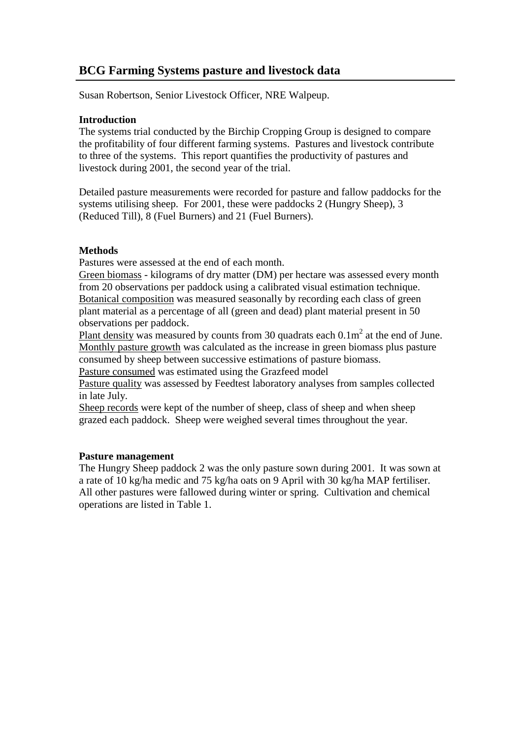## BCG Farming Systems pasture and livestock data

Susan Robertson, Senior Livestock Officer, NRE Walpeup.

**Introduction**

The systems trial conducted by the Birchip Cropping Group is designed to compare the profitability of four different farming systems. Pastures and livestock contribute to three of the systems. This report quantifies the productivity of pastures and livestock during 2001, the second year of the trial.

Detailed pasture measurements were recorded for pasture and fallow paddocks for the systems utilising sheep. For 2001, these were paddocks 2 (Hungry Sheep), 3 (Reduced Till), 8 (Fuel Burners) and 21 (Fuel Burners).

**Methods**

Pastures were assessed at the end of each month.

Green biomass - kilograms of dry matter (DM) per hectare was assessed every month from 20 observations per paddock using a calibrated visual estimation technique.

Botanical composition was measured seasonally by recording each class of green plant material as a percentage of all (green and dead) plant material present in 50 observations per paddock.

Plant density was measured by counts from 30 quadrats each $0.1m^2$ at the end of June.

Monthly pasture growth was calculated as the increase in green biomass plus pasture consumed by sheep between successive estimations of pasture biomass.

Pasture consumed was estimated using the Grazfeed model

Pasture quality was assessed by Feedtest laboratory analyses from samples collected in late July.

Sheep records were kept of the number of sheep, class of sheep and when sheep grazed each paddock. Sheep were weighed several times throughout the year.

**Pasture management**

The Hungry Sheep paddock 2 was the only pasture sown during 2001. It was sown at a rate of 10 kg/ha medic and 75 kg/ha oats on 9 April with 30 kg/ha MAP fertiliser. All other pastures were fallowed during winter or spring. Cultivation and chemical operations are listed in Table 1.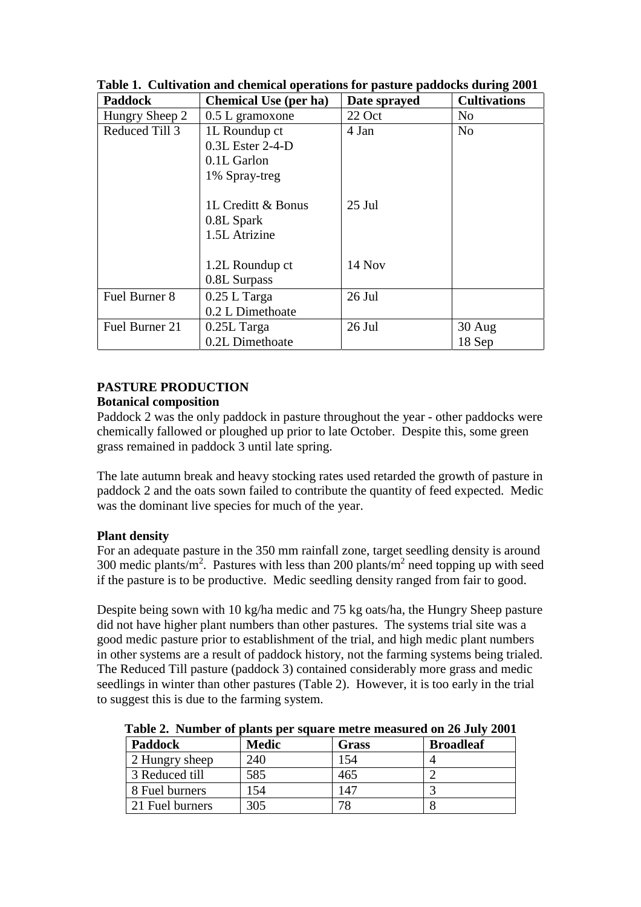**Table 1. Cultivation and chemical operations for pasture paddocks during 2001**

| Paddock | Chemical Use (per ha) | Date sprayed | Cultivations |
|---|---|---|---|
| Hungry Sheep 2 | 0.5 L gramoxone | 22 Oct | No |
| Reduced Till 3 | 1L Roundup ct<br>0.3L Ester 2-4-D<br>0.1L Garlon<br>1% Spray-treg<br><br>1L Creditt & Bonus<br>0.8L Spark<br>1.5L Atrizine<br><br>1.2L Roundup ct<br>0.8L Surpass | 4 Jan<br><br><br><br><br>25 Jul<br><br><br><br>14 Nov | No |
| Fuel Burner 8 | 0.25 L Targa<br>0.2 L Dimethoate | 26 Jul | |
| Fuel Burner 21 | 0.25L Targa<br>0.2L Dimethoate | 26 Jul | 30 Aug<br>18 Sep |

## PASTURE PRODUCTION

### Botanical composition

Paddock 2 was the only paddock in pasture throughout the year - other paddocks were chemically fallowed or ploughed up prior to late October. Despite this, some green grass remained in paddock 3 until late spring.

The late autumn break and heavy stocking rates used retarded the growth of pasture in paddock 2 and the oats sown failed to contribute the quantity of feed expected. Medic was the dominant live species for much of the year.

### Plant density

For an adequate pasture in the 350 mm rainfall zone, target seedling density is around 300 medic plants/m$^2$. Pastures with less than 200 plants/m$^2$ need topping up with seed if the pasture is to be productive. Medic seedling density ranged from fair to good.

Despite being sown with 10 kg/ha medic and 75 kg oats/ha, the Hungry Sheep pasture did not have higher plant numbers than other pastures. The systems trial site was a good medic pasture prior to establishment of the trial, and high medic plant numbers in other systems are a result of paddock history, not the farming systems being trialed. The Reduced Till pasture (paddock 3) contained considerably more grass and medic seedlings in winter than other pastures (Table 2). However, it is too early in the trial to suggest this is due to the farming system.

**Table 2. Number of plants per square metre measured on 26 July 2001**

| Paddock | Medic | Grass | Broadleaf |
|---|---|---|---|
| 2 Hungry sheep | 240 | 154 | 4 |
| 3 Reduced till | 585 | 465 | 2 |
| 8 Fuel burners | 154 | 147 | 3 |
| 21 Fuel burners | 305 | 78 | 8 |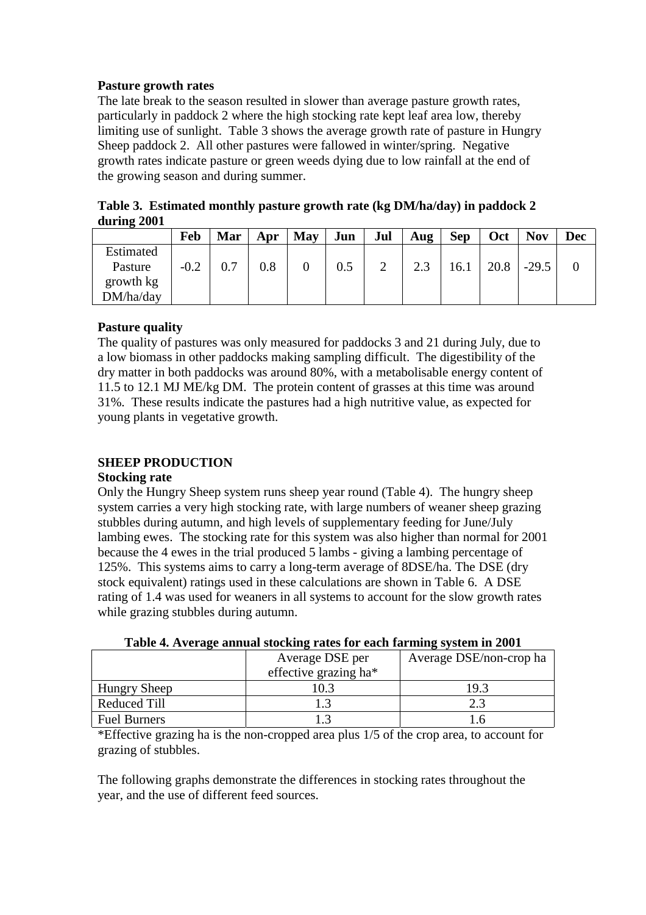**Pasture growth rates**

The late break to the season resulted in slower than average pasture growth rates, particularly in paddock 2 where the high stocking rate kept leaf area low, thereby limiting use of sunlight. Table 3 shows the average growth rate of pasture in Hungry Sheep paddock 2. All other pastures were fallowed in winter/spring. Negative growth rates indicate pasture or green weeds dying due to low rainfall at the end of the growing season and during summer.

**Table 3. Estimated monthly pasture growth rate (kg DM/ha/day) in paddock 2 during 2001**

| | Feb | Mar | Apr | May | Jun | Jul | Aug | Sep | Oct | Nov | Dec |
|---|---|---|---|---|---|---|---|---|---|---|---|
| Estimated Pasture growth kg DM/ha/day | -0.2 | 0.7 | 0.8 | 0 | 0.5 | 2 | 2.3 | 16.1 | 20.8 | -29.5 | 0 |

**Pasture quality**

The quality of pastures was only measured for paddocks 3 and 21 during July, due to a low biomass in other paddocks making sampling difficult. The digestibility of the dry matter in both paddocks was around 80%, with a metabolisable energy content of 11.5 to 12.1 MJ ME/kg DM. The protein content of grasses at this time was around 31%. These results indicate the pastures had a high nutritive value, as expected for young plants in vegetative growth.

## SHEEP PRODUCTION

**Stocking rate**

Only the Hungry Sheep system runs sheep year round (Table 4). The hungry sheep system carries a very high stocking rate, with large numbers of weaner sheep grazing stubbles during autumn, and high levels of supplementary feeding for June/July lambing ewes. The stocking rate for this system was also higher than normal for 2001 because the 4 ewes in the trial produced 5 lambs - giving a lambing percentage of 125%. This systems aims to carry a long-term average of 8DSE/ha. The DSE (dry stock equivalent) ratings used in these calculations are shown in Table 6. A DSE rating of 1.4 was used for weaners in all systems to account for the slow growth rates while grazing stubbles during autumn.

**Table 4. Average annual stocking rates for each farming system in 2001**

| | Average DSE per effective grazing ha* | Average DSE/non-crop ha |
|---|---|---|
| Hungry Sheep | 10.3 | 19.3 |
| Reduced Till | 1.3 | 2.3 |
| Fuel Burners | 1.3 | 1.6 |

*Effective grazing ha is the non-cropped area plus 1/5 of the crop area, to account for grazing of stubbles.

The following graphs demonstrate the differences in stocking rates throughout the year, and the use of different feed sources.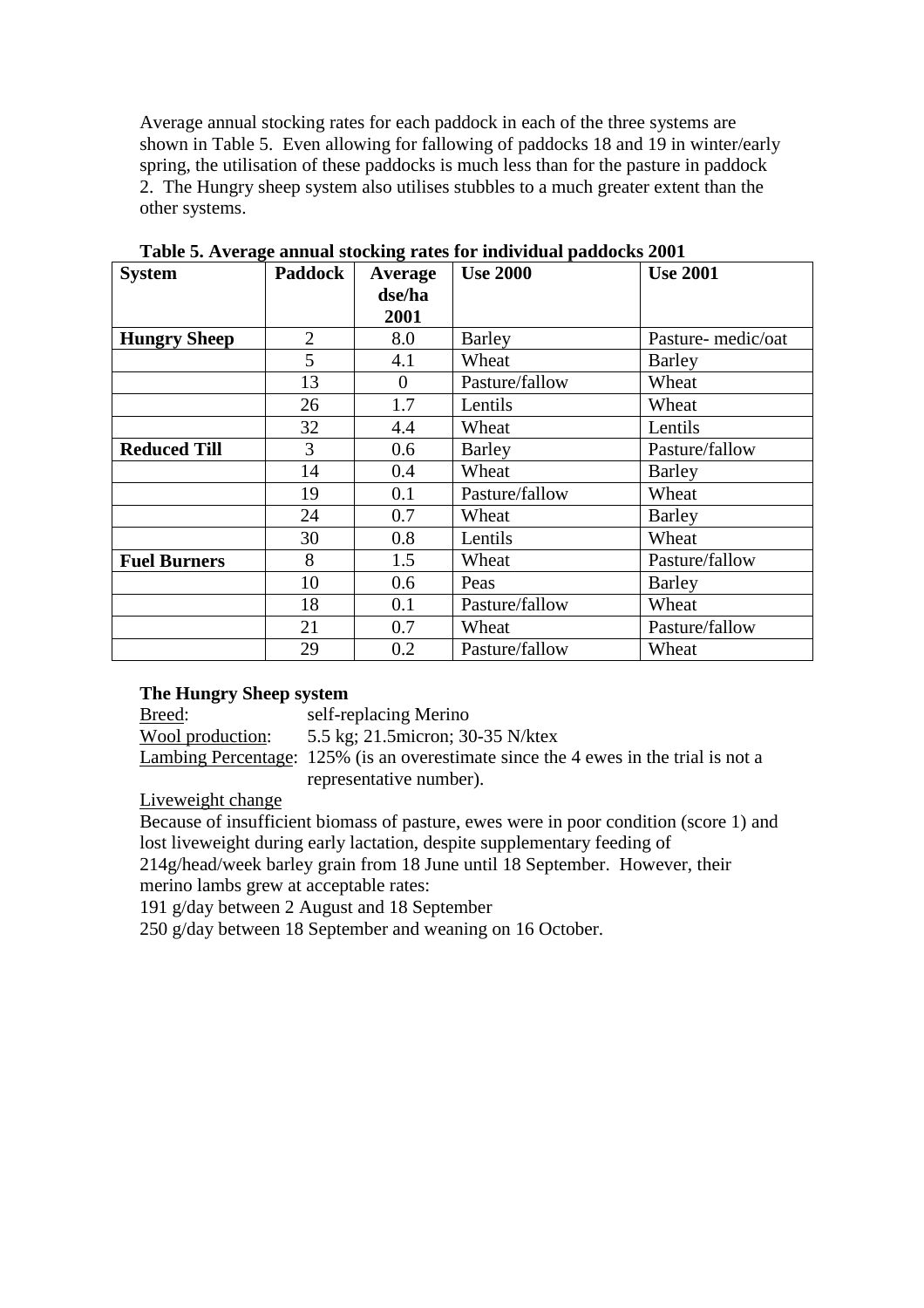Average annual stocking rates for each paddock in each of the three systems are shown in Table 5. Even allowing for fallowing of paddocks 18 and 19 in winter/early spring, the utilisation of these paddocks is much less than for the pasture in paddock 2. The Hungry sheep system also utilises stubbles to a much greater extent than the other systems.

**Table 5. Average annual stocking rates for individual paddocks 2001**

| System | Paddock | Average dse/ha 2001 | Use 2000 | Use 2001 |
|---|---|---|---|---|
| **Hungry Sheep** | 2 | 8.0 | Barley | Pasture- medic/oat |
| | 5 | 4.1 | Wheat | Barley |
| | 13 | 0 | Pasture/fallow | Wheat |
| | 26 | 1.7 | Lentils | Wheat |
| | 32 | 4.4 | Wheat | Lentils |
| **Reduced Till** | 3 | 0.6 | Barley | Pasture/fallow |
| | 14 | 0.4 | Wheat | Barley |
| | 19 | 0.1 | Pasture/fallow | Wheat |
| | 24 | 0.7 | Wheat | Barley |
| | 30 | 0.8 | Lentils | Wheat |
| **Fuel Burners** | 8 | 1.5 | Wheat | Pasture/fallow |
| | 10 | 0.6 | Peas | Barley |
| | 18 | 0.1 | Pasture/fallow | Wheat |
| | 21 | 0.7 | Wheat | Pasture/fallow |
| | 29 | 0.2 | Pasture/fallow | Wheat |

**The Hungry Sheep system**

Breed: self-replacing Merino

Wool production: 5.5 kg; 21.5micron; 30-35 N/ktex

Lambing Percentage: 125% (is an overestimate since the 4 ewes in the trial is not a representative number).

Liveweight change

Because of insufficient biomass of pasture, ewes were in poor condition (score 1) and lost liveweight during early lactation, despite supplementary feeding of 214g/head/week barley grain from 18 June until 18 September. However, their merino lambs grew at acceptable rates:

191 g/day between 2 August and 18 September

250 g/day between 18 September and weaning on 16 October.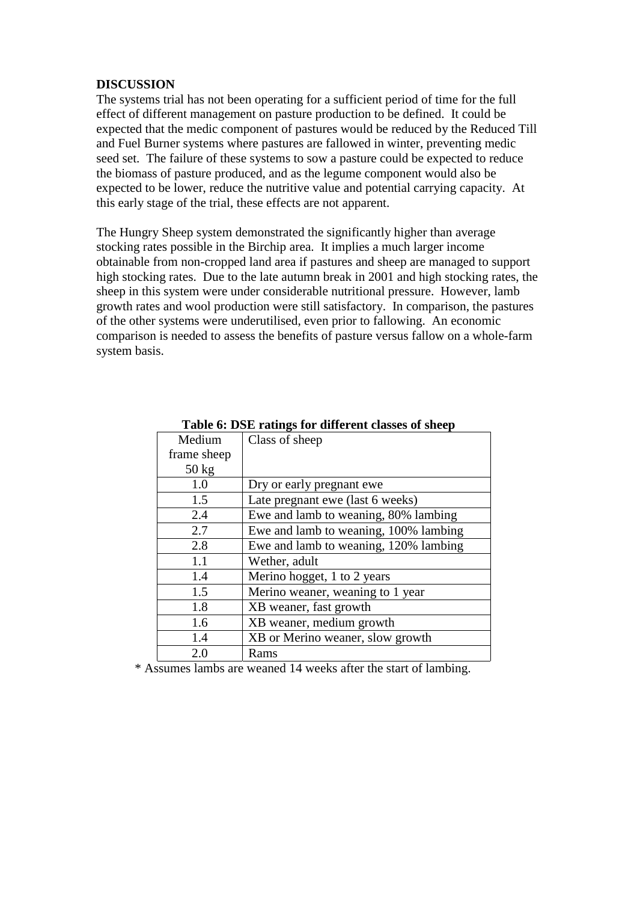## DISCUSSION

The systems trial has not been operating for a sufficient period of time for the full effect of different management on pasture production to be defined. It could be expected that the medic component of pastures would be reduced by the Reduced Till and Fuel Burner systems where pastures are fallowed in winter, preventing medic seed set. The failure of these systems to sow a pasture could be expected to reduce the biomass of pasture produced, and as the legume component would also be expected to be lower, reduce the nutritive value and potential carrying capacity. At this early stage of the trial, these effects are not apparent.

The Hungry Sheep system demonstrated the significantly higher than average stocking rates possible in the Birchip area. It implies a much larger income obtainable from non-cropped land area if pastures and sheep are managed to support high stocking rates. Due to the late autumn break in 2001 and high stocking rates, the sheep in this system were under considerable nutritional pressure. However, lamb growth rates and wool production were still satisfactory. In comparison, the pastures of the other systems were underutilised, even prior to fallowing. An economic comparison is needed to assess the benefits of pasture versus fallow on a whole-farm system basis.

**Table 6: DSE ratings for different classes of sheep**

| Medium frame sheep 50 kg | Class of sheep |
|---|---|
| 1.0 | Dry or early pregnant ewe |
| 1.5 | Late pregnant ewe (last 6 weeks) |
| 2.4 | Ewe and lamb to weaning, 80% lambing |
| 2.7 | Ewe and lamb to weaning, 100% lambing |
| 2.8 | Ewe and lamb to weaning, 120% lambing |
| 1.1 | Wether, adult |
| 1.4 | Merino hogget, 1 to 2 years |
| 1.5 | Merino weaner, weaning to 1 year |
| 1.8 | XB weaner, fast growth |
| 1.6 | XB weaner, medium growth |
| 1.4 | XB or Merino weaner, slow growth |
| 2.0 | Rams |

* Assumes lambs are weaned 14 weeks after the start of lambing.